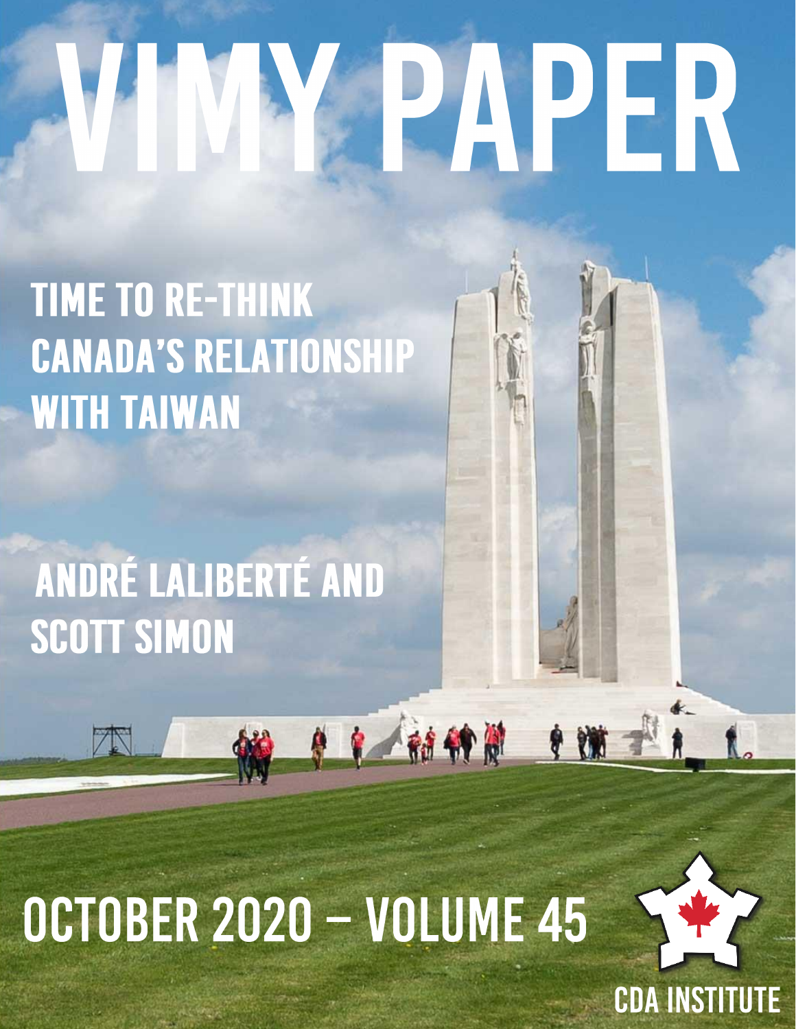# VIMY PAPER

## TIME TO RE-THINK CANADA'S RELATIONSHIP WITH TAIWAN

ANDRÉ LALIBERTÉ AND SCOTT SIMON

OCTOBER 2020 – VOLUME 45

CDA INSTITUTE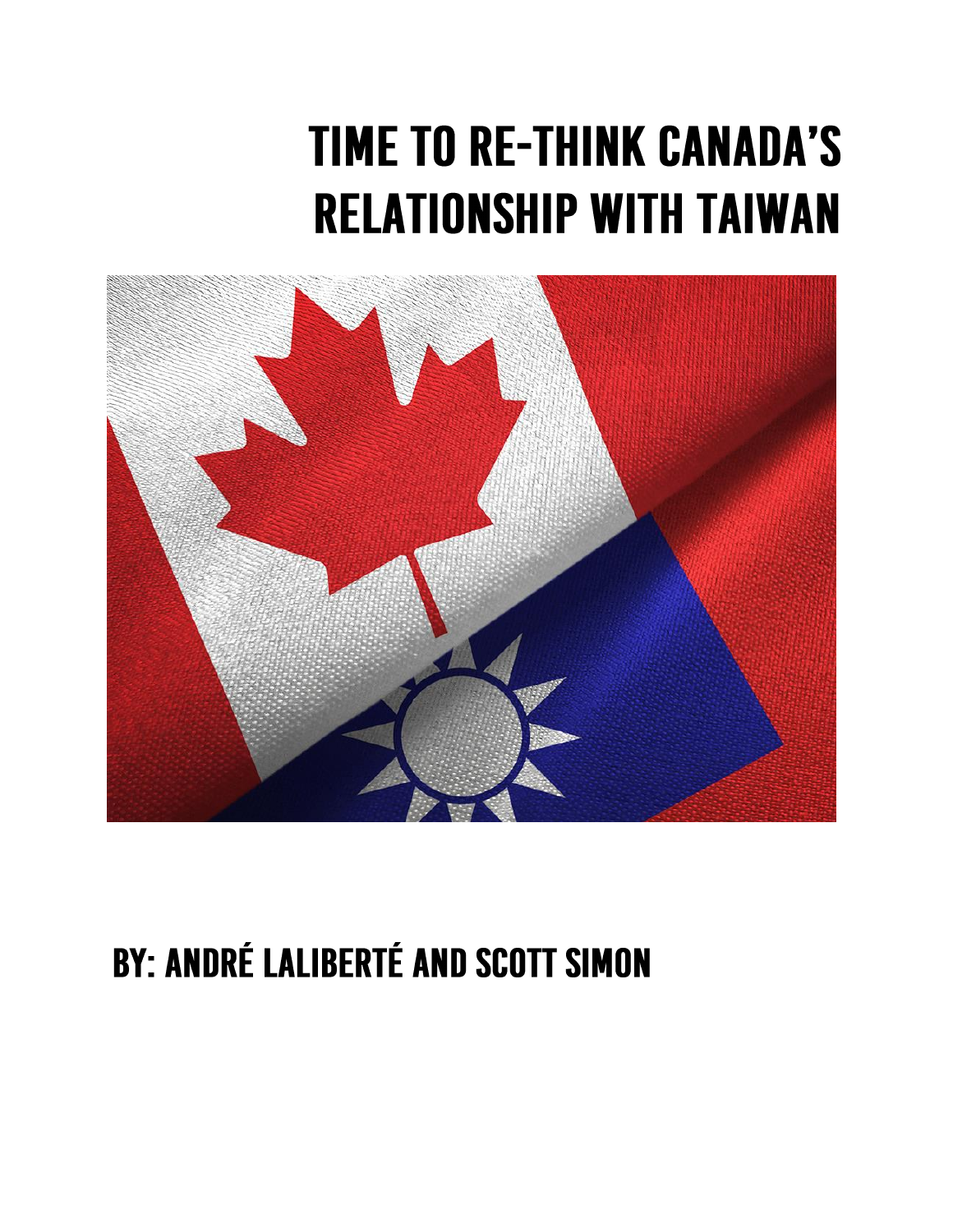# TIME TO RE-THINK CANADA'S RELATIONSHIP WITH TAIWAN

## BY: ANDRÉ LALIBERTÉ AND SCOTT SIMON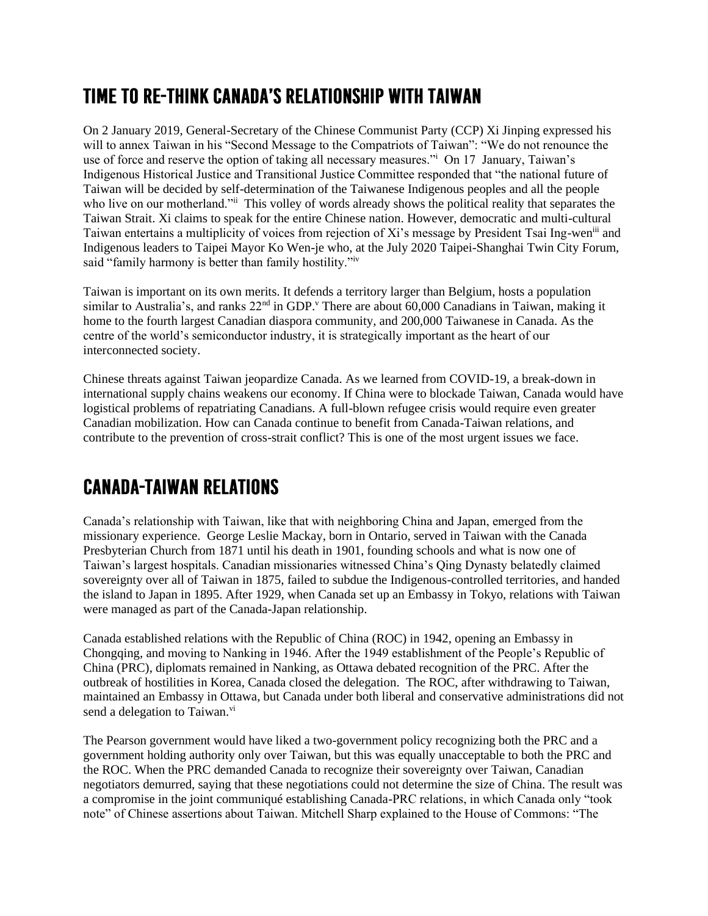## TIME TO RE-THINK CANADA'S RELATIONSHIP WITH TAIWAN

On 2 January 2019, General-Secretary of the Chinese Communist Party (CCP) Xi Jinping expressed his will to annex Taiwan in his "Second Message to the Compatriots of Taiwan": "We do not renounce the use of force and reserve the option of taking all necessary measures."[i] On 17 January, Taiwan's Indigenous Historical Justice and Transitional Justice Committee responded that "the national future of Taiwan will be decided by self-determination of the Taiwanese Indigenous peoples and all the people who live on our motherland."[ii] This volley of words already shows the political reality that separates the Taiwan Strait. Xi claims to speak for the entire Chinese nation. However, democratic and multi-cultural Taiwan entertains a multiplicity of voices from rejection of Xi's message by President Tsai Ing-wen[iii] and Indigenous leaders to Taipei Mayor Ko Wen-je who, at the July 2020 Taipei-Shanghai Twin City Forum, said "family harmony is better than family hostility."[iv]

Taiwan is important on its own merits. It defends a territory larger than Belgium, hosts a population similar to Australia's, and ranks 22nd in GDP.[v] There are about 60,000 Canadians in Taiwan, making it home to the fourth largest Canadian diaspora community, and 200,000 Taiwanese in Canada. As the centre of the world's semiconductor industry, it is strategically important as the heart of our interconnected society.

Chinese threats against Taiwan jeopardize Canada. As we learned from COVID-19, a break-down in international supply chains weakens our economy. If China were to blockade Taiwan, Canada would have logistical problems of repatriating Canadians. A full-blown refugee crisis would require even greater Canadian mobilization. How can Canada continue to benefit from Canada-Taiwan relations, and contribute to the prevention of cross-strait conflict? This is one of the most urgent issues we face.

## CANADA-TAIWAN RELATIONS

Canada's relationship with Taiwan, like that with neighboring China and Japan, emerged from the missionary experience. George Leslie Mackay, born in Ontario, served in Taiwan with the Canada Presbyterian Church from 1871 until his death in 1901, founding schools and what is now one of Taiwan's largest hospitals. Canadian missionaries witnessed China's Qing Dynasty belatedly claimed sovereignty over all of Taiwan in 1875, failed to subdue the Indigenous-controlled territories, and handed the island to Japan in 1895. After 1929, when Canada set up an Embassy in Tokyo, relations with Taiwan were managed as part of the Canada-Japan relationship.

Canada established relations with the Republic of China (ROC) in 1942, opening an Embassy in Chongqing, and moving to Nanking in 1946. After the 1949 establishment of the People's Republic of China (PRC), diplomats remained in Nanking, as Ottawa debated recognition of the PRC. After the outbreak of hostilities in Korea, Canada closed the delegation. The ROC, after withdrawing to Taiwan, maintained an Embassy in Ottawa, but Canada under both liberal and conservative administrations did not send a delegation to Taiwan.[vi]

The Pearson government would have liked a two-government policy recognizing both the PRC and a government holding authority only over Taiwan, but this was equally unacceptable to both the PRC and the ROC. When the PRC demanded Canada to recognize their sovereignty over Taiwan, Canadian negotiators demurred, saying that these negotiations could not determine the size of China. The result was a compromise in the joint communiqué establishing Canada-PRC relations, in which Canada only "took note" of Chinese assertions about Taiwan. Mitchell Sharp explained to the House of Commons: "The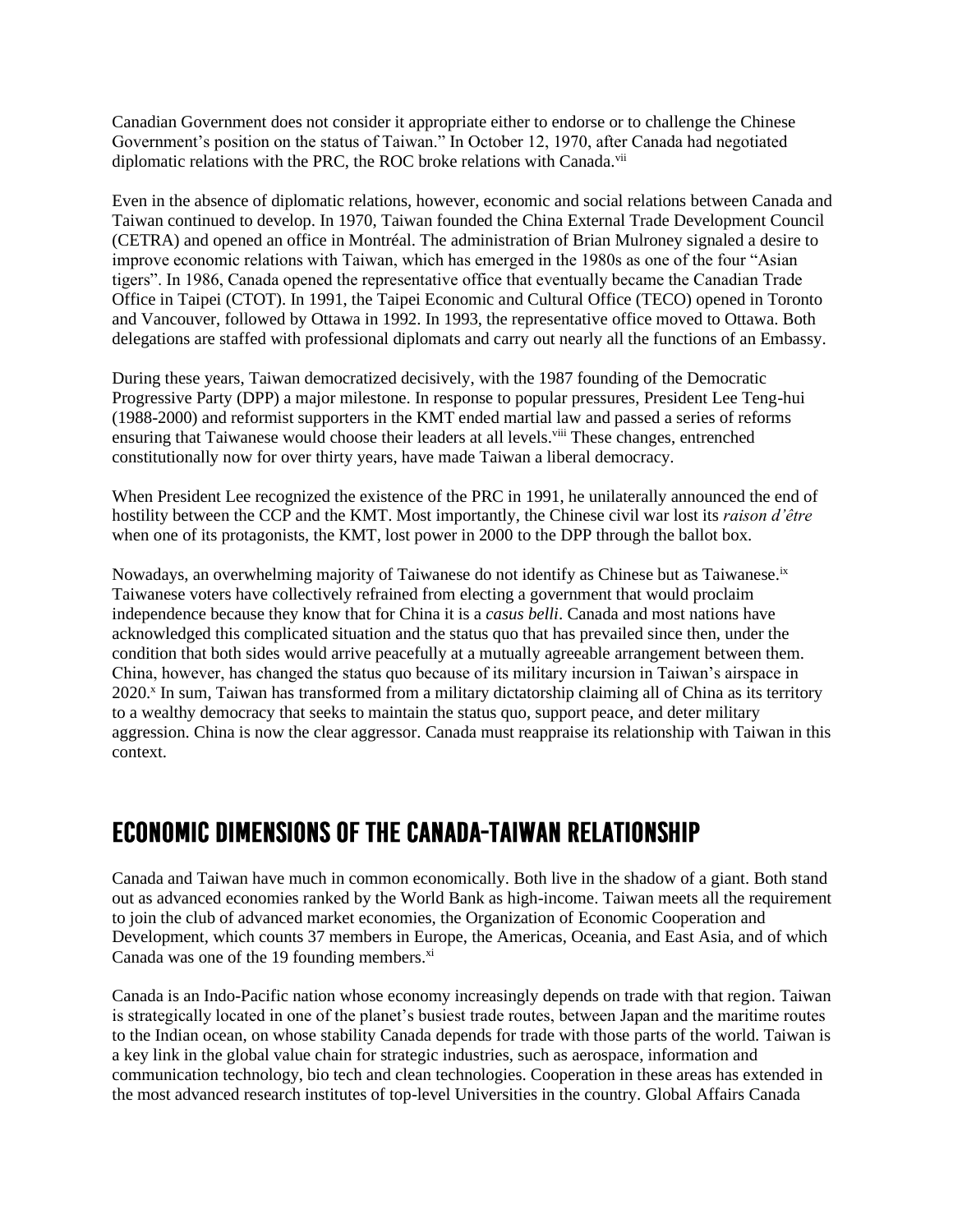Canadian Government does not consider it appropriate either to endorse or to challenge the Chinese Government's position on the status of Taiwan." In October 12, 1970, after Canada had negotiated diplomatic relations with the PRC, the ROC broke relations with Canada.[vii]

Even in the absence of diplomatic relations, however, economic and social relations between Canada and Taiwan continued to develop. In 1970, Taiwan founded the China External Trade Development Council (CETRA) and opened an office in Montréal. The administration of Brian Mulroney signaled a desire to improve economic relations with Taiwan, which has emerged in the 1980s as one of the four "Asian tigers". In 1986, Canada opened the representative office that eventually became the Canadian Trade Office in Taipei (CTOT). In 1991, the Taipei Economic and Cultural Office (TECO) opened in Toronto and Vancouver, followed by Ottawa in 1992. In 1993, the representative office moved to Ottawa. Both delegations are staffed with professional diplomats and carry out nearly all the functions of an Embassy.

During these years, Taiwan democratized decisively, with the 1987 founding of the Democratic Progressive Party (DPP) a major milestone. In response to popular pressures, President Lee Teng-hui (1988-2000) and reformist supporters in the KMT ended martial law and passed a series of reforms ensuring that Taiwanese would choose their leaders at all levels.[viii] These changes, entrenched constitutionally now for over thirty years, have made Taiwan a liberal democracy.

When President Lee recognized the existence of the PRC in 1991, he unilaterally announced the end of hostility between the CCP and the KMT. Most importantly, the Chinese civil war lost its *raison d'être* when one of its protagonists, the KMT, lost power in 2000 to the DPP through the ballot box.

Nowadays, an overwhelming majority of Taiwanese do not identify as Chinese but as Taiwanese.[ix] Taiwanese voters have collectively refrained from electing a government that would proclaim independence because they know that for China it is a *casus belli*. Canada and most nations have acknowledged this complicated situation and the status quo that has prevailed since then, under the condition that both sides would arrive peacefully at a mutually agreeable arrangement between them. China, however, has changed the status quo because of its military incursion in Taiwan's airspace in 2020.[x] In sum, Taiwan has transformed from a military dictatorship claiming all of China as its territory to a wealthy democracy that seeks to maintain the status quo, support peace, and deter military aggression. China is now the clear aggressor. Canada must reappraise its relationship with Taiwan in this context.

## ECONOMIC DIMENSIONS OF THE CANADA-TAIWAN RELATIONSHIP

Canada and Taiwan have much in common economically. Both live in the shadow of a giant. Both stand out as advanced economies ranked by the World Bank as high-income. Taiwan meets all the requirement to join the club of advanced market economies, the Organization of Economic Cooperation and Development, which counts 37 members in Europe, the Americas, Oceania, and East Asia, and of which Canada was one of the 19 founding members.[xi]

Canada is an Indo-Pacific nation whose economy increasingly depends on trade with that region. Taiwan is strategically located in one of the planet's busiest trade routes, between Japan and the maritime routes to the Indian ocean, on whose stability Canada depends for trade with those parts of the world. Taiwan is a key link in the global value chain for strategic industries, such as aerospace, information and communication technology, bio tech and clean technologies. Cooperation in these areas has extended in the most advanced research institutes of top-level Universities in the country. Global Affairs Canada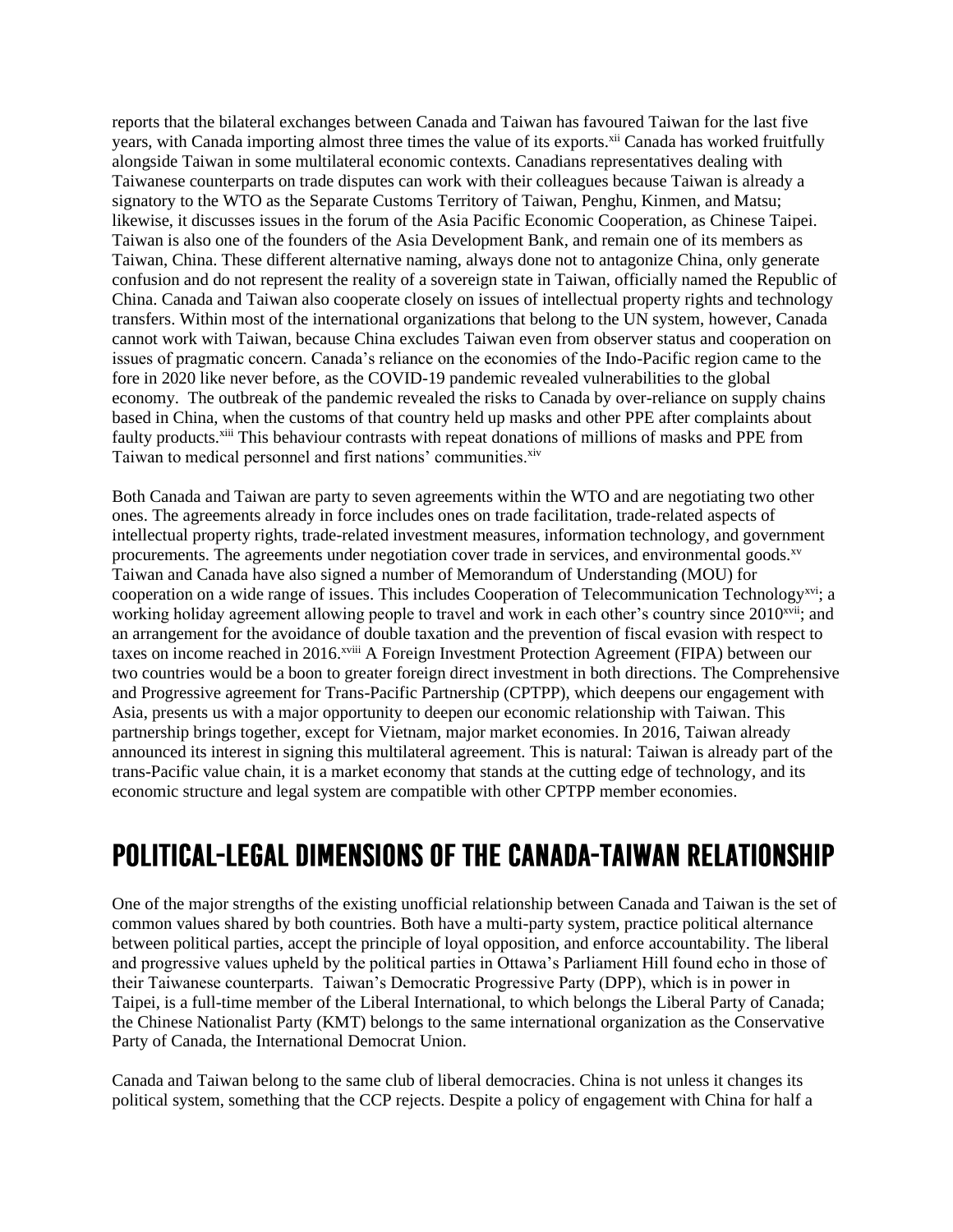reports that the bilateral exchanges between Canada and Taiwan has favoured Taiwan for the last five years, with Canada importing almost three times the value of its exports.[xii] Canada has worked fruitfully alongside Taiwan in some multilateral economic contexts. Canadians representatives dealing with Taiwanese counterparts on trade disputes can work with their colleagues because Taiwan is already a signatory to the WTO as the Separate Customs Territory of Taiwan, Penghu, Kinmen, and Matsu; likewise, it discusses issues in the forum of the Asia Pacific Economic Cooperation, as Chinese Taipei. Taiwan is also one of the founders of the Asia Development Bank, and remain one of its members as Taiwan, China. These different alternative naming, always done not to antagonize China, only generate confusion and do not represent the reality of a sovereign state in Taiwan, officially named the Republic of China. Canada and Taiwan also cooperate closely on issues of intellectual property rights and technology transfers. Within most of the international organizations that belong to the UN system, however, Canada cannot work with Taiwan, because China excludes Taiwan even from observer status and cooperation on issues of pragmatic concern. Canada's reliance on the economies of the Indo-Pacific region came to the fore in 2020 like never before, as the COVID-19 pandemic revealed vulnerabilities to the global economy. The outbreak of the pandemic revealed the risks to Canada by over-reliance on supply chains based in China, when the customs of that country held up masks and other PPE after complaints about faulty products.[xiii] This behaviour contrasts with repeat donations of millions of masks and PPE from Taiwan to medical personnel and first nations' communities.[xiv]

Both Canada and Taiwan are party to seven agreements within the WTO and are negotiating two other ones. The agreements already in force includes ones on trade facilitation, trade-related aspects of intellectual property rights, trade-related investment measures, information technology, and government procurements. The agreements under negotiation cover trade in services, and environmental goods.[xv] Taiwan and Canada have also signed a number of Memorandum of Understanding (MOU) for cooperation on a wide range of issues. This includes Cooperation of Telecommunication Technology[xvi]; a working holiday agreement allowing people to travel and work in each other's country since 2010[xvii]; and an arrangement for the avoidance of double taxation and the prevention of fiscal evasion with respect to taxes on income reached in 2016.[xviii] A Foreign Investment Protection Agreement (FIPA) between our two countries would be a boon to greater foreign direct investment in both directions. The Comprehensive and Progressive agreement for Trans-Pacific Partnership (CPTPP), which deepens our engagement with Asia, presents us with a major opportunity to deepen our economic relationship with Taiwan. This partnership brings together, except for Vietnam, major market economies. In 2016, Taiwan already announced its interest in signing this multilateral agreement. This is natural: Taiwan is already part of the trans-Pacific value chain, it is a market economy that stands at the cutting edge of technology, and its economic structure and legal system are compatible with other CPTPP member economies.

## POLITICAL-LEGAL DIMENSIONS OF THE CANADA-TAIWAN RELATIONSHIP

One of the major strengths of the existing unofficial relationship between Canada and Taiwan is the set of common values shared by both countries. Both have a multi-party system, practice political alternance between political parties, accept the principle of loyal opposition, and enforce accountability. The liberal and progressive values upheld by the political parties in Ottawa's Parliament Hill found echo in those of their Taiwanese counterparts. Taiwan's Democratic Progressive Party (DPP), which is in power in Taipei, is a full-time member of the Liberal International, to which belongs the Liberal Party of Canada; the Chinese Nationalist Party (KMT) belongs to the same international organization as the Conservative Party of Canada, the International Democrat Union.

Canada and Taiwan belong to the same club of liberal democracies. China is not unless it changes its political system, something that the CCP rejects. Despite a policy of engagement with China for half a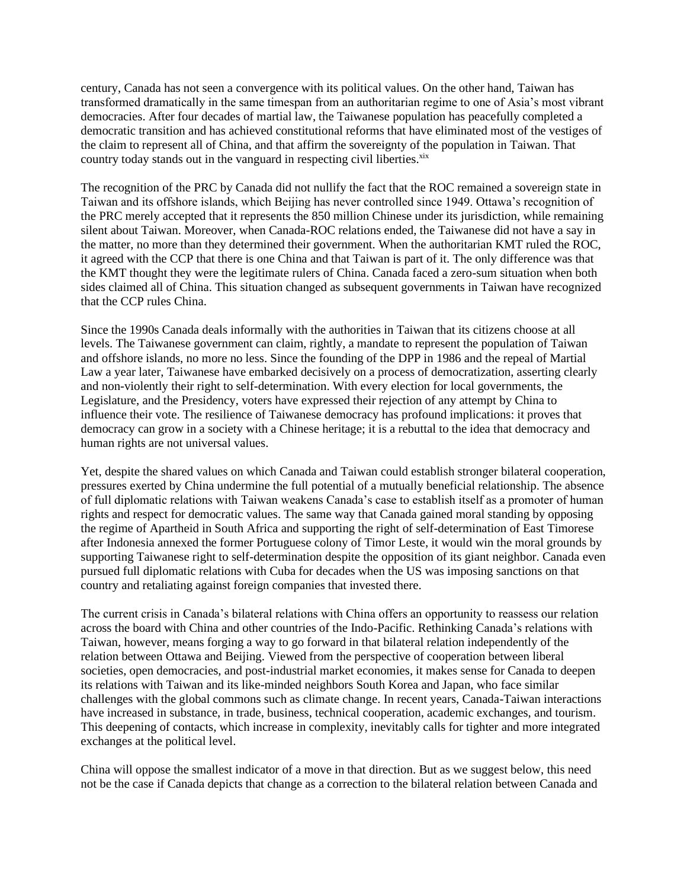century, Canada has not seen a convergence with its political values. On the other hand, Taiwan has transformed dramatically in the same timespan from an authoritarian regime to one of Asia's most vibrant democracies. After four decades of martial law, the Taiwanese population has peacefully completed a democratic transition and has achieved constitutional reforms that have eliminated most of the vestiges of the claim to represent all of China, and that affirm the sovereignty of the population in Taiwan. That country today stands out in the vanguard in respecting civil liberties.[xix]

The recognition of the PRC by Canada did not nullify the fact that the ROC remained a sovereign state in Taiwan and its offshore islands, which Beijing has never controlled since 1949. Ottawa's recognition of the PRC merely accepted that it represents the 850 million Chinese under its jurisdiction, while remaining silent about Taiwan. Moreover, when Canada-ROC relations ended, the Taiwanese did not have a say in the matter, no more than they determined their government. When the authoritarian KMT ruled the ROC, it agreed with the CCP that there is one China and that Taiwan is part of it. The only difference was that the KMT thought they were the legitimate rulers of China. Canada faced a zero-sum situation when both sides claimed all of China. This situation changed as subsequent governments in Taiwan have recognized that the CCP rules China.

Since the 1990s Canada deals informally with the authorities in Taiwan that its citizens choose at all levels. The Taiwanese government can claim, rightly, a mandate to represent the population of Taiwan and offshore islands, no more no less. Since the founding of the DPP in 1986 and the repeal of Martial Law a year later, Taiwanese have embarked decisively on a process of democratization, asserting clearly and non-violently their right to self-determination. With every election for local governments, the Legislature, and the Presidency, voters have expressed their rejection of any attempt by China to influence their vote. The resilience of Taiwanese democracy has profound implications: it proves that democracy can grow in a society with a Chinese heritage; it is a rebuttal to the idea that democracy and human rights are not universal values.

Yet, despite the shared values on which Canada and Taiwan could establish stronger bilateral cooperation, pressures exerted by China undermine the full potential of a mutually beneficial relationship. The absence of full diplomatic relations with Taiwan weakens Canada's case to establish itself as a promoter of human rights and respect for democratic values. The same way that Canada gained moral standing by opposing the regime of Apartheid in South Africa and supporting the right of self-determination of East Timorese after Indonesia annexed the former Portuguese colony of Timor Leste, it would win the moral grounds by supporting Taiwanese right to self-determination despite the opposition of its giant neighbor. Canada even pursued full diplomatic relations with Cuba for decades when the US was imposing sanctions on that country and retaliating against foreign companies that invested there.

The current crisis in Canada's bilateral relations with China offers an opportunity to reassess our relation across the board with China and other countries of the Indo-Pacific. Rethinking Canada's relations with Taiwan, however, means forging a way to go forward in that bilateral relation independently of the relation between Ottawa and Beijing. Viewed from the perspective of cooperation between liberal societies, open democracies, and post-industrial market economies, it makes sense for Canada to deepen its relations with Taiwan and its like-minded neighbors South Korea and Japan, who face similar challenges with the global commons such as climate change. In recent years, Canada-Taiwan interactions have increased in substance, in trade, business, technical cooperation, academic exchanges, and tourism. This deepening of contacts, which increase in complexity, inevitably calls for tighter and more integrated exchanges at the political level.

China will oppose the smallest indicator of a move in that direction. But as we suggest below, this need not be the case if Canada depicts that change as a correction to the bilateral relation between Canada and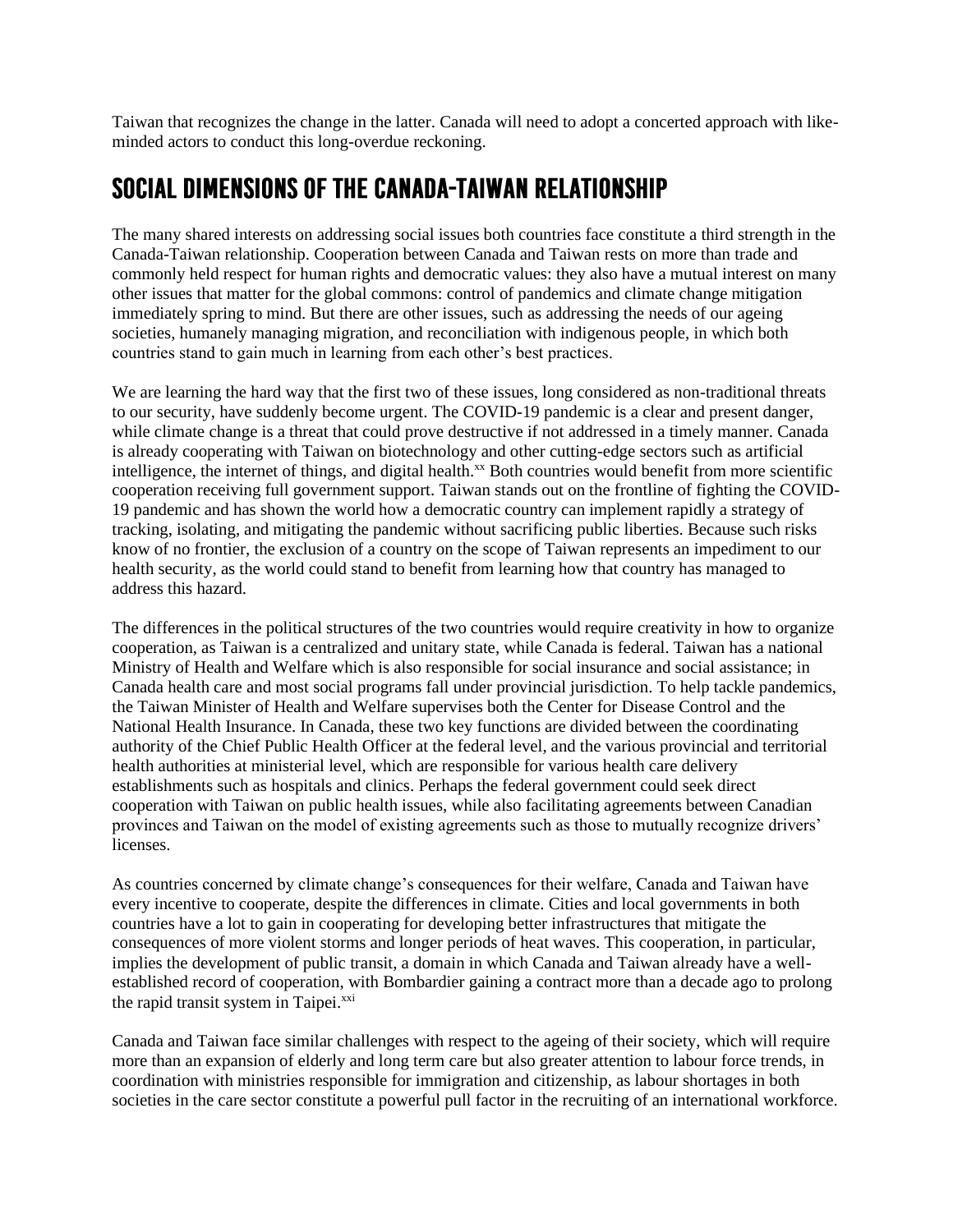Taiwan that recognizes the change in the latter. Canada will need to adopt a concerted approach with like-minded actors to conduct this long-overdue reckoning.

## SOCIAL DIMENSIONS OF THE CANADA-TAIWAN RELATIONSHIP

The many shared interests on addressing social issues both countries face constitute a third strength in the Canada-Taiwan relationship. Cooperation between Canada and Taiwan rests on more than trade and commonly held respect for human rights and democratic values: they also have a mutual interest on many other issues that matter for the global commons: control of pandemics and climate change mitigation immediately spring to mind. But there are other issues, such as addressing the needs of our ageing societies, humanely managing migration, and reconciliation with indigenous people, in which both countries stand to gain much in learning from each other's best practices.

We are learning the hard way that the first two of these issues, long considered as non-traditional threats to our security, have suddenly become urgent. The COVID-19 pandemic is a clear and present danger, while climate change is a threat that could prove destructive if not addressed in a timely manner. Canada is already cooperating with Taiwan on biotechnology and other cutting-edge sectors such as artificial intelligence, the internet of things, and digital health.[xx] Both countries would benefit from more scientific cooperation receiving full government support. Taiwan stands out on the frontline of fighting the COVID-19 pandemic and has shown the world how a democratic country can implement rapidly a strategy of tracking, isolating, and mitigating the pandemic without sacrificing public liberties. Because such risks know of no frontier, the exclusion of a country on the scope of Taiwan represents an impediment to our health security, as the world could stand to benefit from learning how that country has managed to address this hazard.

The differences in the political structures of the two countries would require creativity in how to organize cooperation, as Taiwan is a centralized and unitary state, while Canada is federal. Taiwan has a national Ministry of Health and Welfare which is also responsible for social insurance and social assistance; in Canada health care and most social programs fall under provincial jurisdiction. To help tackle pandemics, the Taiwan Minister of Health and Welfare supervises both the Center for Disease Control and the National Health Insurance. In Canada, these two key functions are divided between the coordinating authority of the Chief Public Health Officer at the federal level, and the various provincial and territorial health authorities at ministerial level, which are responsible for various health care delivery establishments such as hospitals and clinics. Perhaps the federal government could seek direct cooperation with Taiwan on public health issues, while also facilitating agreements between Canadian provinces and Taiwan on the model of existing agreements such as those to mutually recognize drivers' licenses.

As countries concerned by climate change's consequences for their welfare, Canada and Taiwan have every incentive to cooperate, despite the differences in climate. Cities and local governments in both countries have a lot to gain in cooperating for developing better infrastructures that mitigate the consequences of more violent storms and longer periods of heat waves. This cooperation, in particular, implies the development of public transit, a domain in which Canada and Taiwan already have a well-established record of cooperation, with Bombardier gaining a contract more than a decade ago to prolong the rapid transit system in Taipei.[xxi]

Canada and Taiwan face similar challenges with respect to the ageing of their society, which will require more than an expansion of elderly and long term care but also greater attention to labour force trends, in coordination with ministries responsible for immigration and citizenship, as labour shortages in both societies in the care sector constitute a powerful pull factor in the recruiting of an international workforce.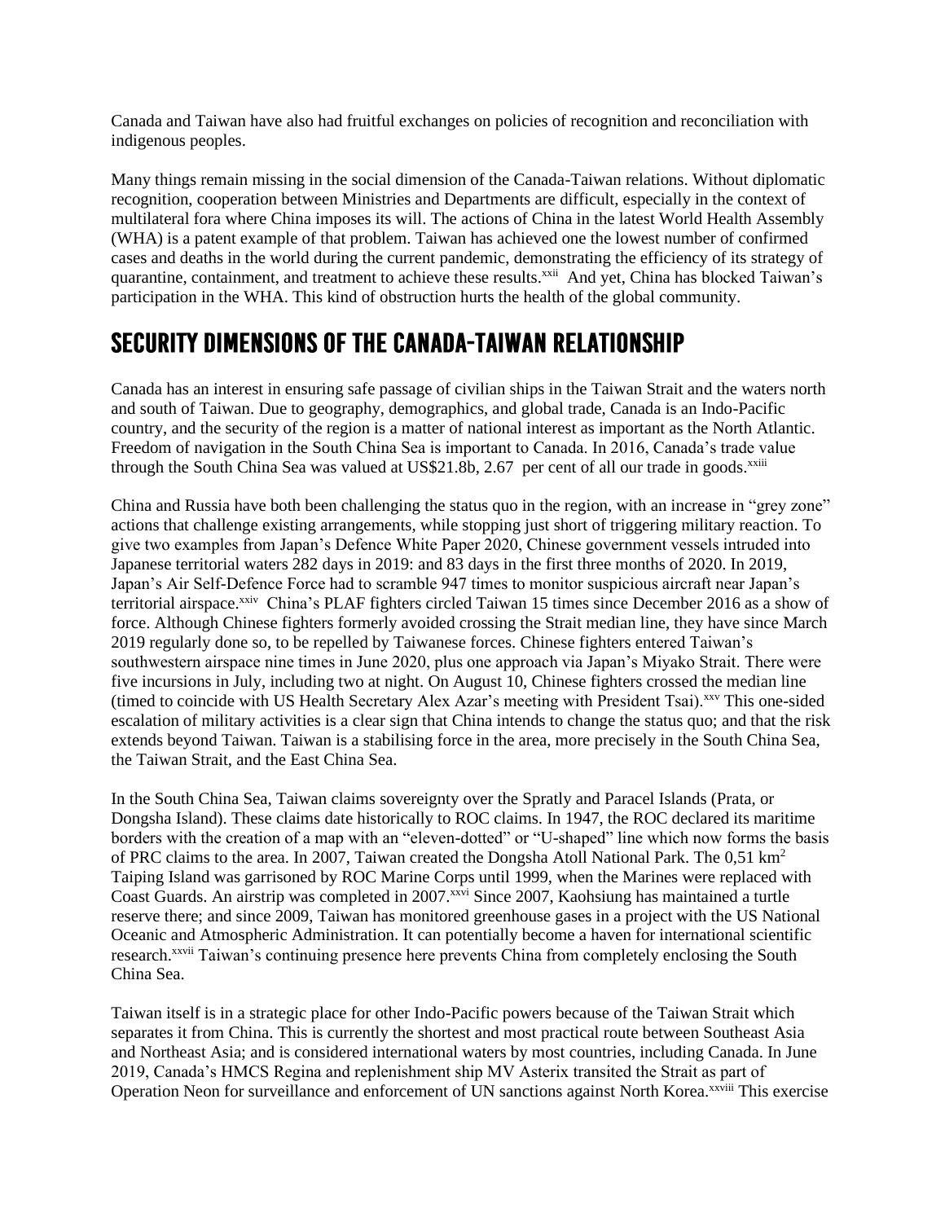Canada and Taiwan have also had fruitful exchanges on policies of recognition and reconciliation with indigenous peoples.

Many things remain missing in the social dimension of the Canada-Taiwan relations. Without diplomatic recognition, cooperation between Ministries and Departments are difficult, especially in the context of multilateral fora where China imposes its will. The actions of China in the latest World Health Assembly (WHA) is a patent example of that problem. Taiwan has achieved one the lowest number of confirmed cases and deaths in the world during the current pandemic, demonstrating the efficiency of its strategy of quarantine, containment, and treatment to achieve these results.[xxii] And yet, China has blocked Taiwan's participation in the WHA. This kind of obstruction hurts the health of the global community.

## SECURITY DIMENSIONS OF THE CANADA-TAIWAN RELATIONSHIP

Canada has an interest in ensuring safe passage of civilian ships in the Taiwan Strait and the waters north and south of Taiwan. Due to geography, demographics, and global trade, Canada is an Indo-Pacific country, and the security of the region is a matter of national interest as important as the North Atlantic. Freedom of navigation in the South China Sea is important to Canada. In 2016, Canada's trade value through the South China Sea was valued at US$21.8b, 2.67 per cent of all our trade in goods.[xxiii]

China and Russia have both been challenging the status quo in the region, with an increase in "grey zone" actions that challenge existing arrangements, while stopping just short of triggering military reaction. To give two examples from Japan's Defence White Paper 2020, Chinese government vessels intruded into Japanese territorial waters 282 days in 2019: and 83 days in the first three months of 2020. In 2019, Japan's Air Self-Defence Force had to scramble 947 times to monitor suspicious aircraft near Japan's territorial airspace.[xxiv] China's PLAF fighters circled Taiwan 15 times since December 2016 as a show of force. Although Chinese fighters formerly avoided crossing the Strait median line, they have since March 2019 regularly done so, to be repelled by Taiwanese forces. Chinese fighters entered Taiwan's southwestern airspace nine times in June 2020, plus one approach via Japan's Miyako Strait. There were five incursions in July, including two at night. On August 10, Chinese fighters crossed the median line (timed to coincide with US Health Secretary Alex Azar's meeting with President Tsai).[xxv] This one-sided escalation of military activities is a clear sign that China intends to change the status quo; and that the risk extends beyond Taiwan. Taiwan is a stabilising force in the area, more precisely in the South China Sea, the Taiwan Strait, and the East China Sea.

In the South China Sea, Taiwan claims sovereignty over the Spratly and Paracel Islands (Prata, or Dongsha Island). These claims date historically to ROC claims. In 1947, the ROC declared its maritime borders with the creation of a map with an "eleven-dotted" or "U-shaped" line which now forms the basis of PRC claims to the area. In 2007, Taiwan created the Dongsha Atoll National Park. The 0,51 km$^2$ Taiping Island was garrisoned by ROC Marine Corps until 1999, when the Marines were replaced with Coast Guards. An airstrip was completed in 2007.[xxvi] Since 2007, Kaohsiung has maintained a turtle reserve there; and since 2009, Taiwan has monitored greenhouse gases in a project with the US National Oceanic and Atmospheric Administration. It can potentially become a haven for international scientific research.[xxvii] Taiwan's continuing presence here prevents China from completely enclosing the South China Sea.

Taiwan itself is in a strategic place for other Indo-Pacific powers because of the Taiwan Strait which separates it from China. This is currently the shortest and most practical route between Southeast Asia and Northeast Asia; and is considered international waters by most countries, including Canada. In June 2019, Canada's HMCS Regina and replenishment ship MV Asterix transited the Strait as part of Operation Neon for surveillance and enforcement of UN sanctions against North Korea.[xxviii] This exercise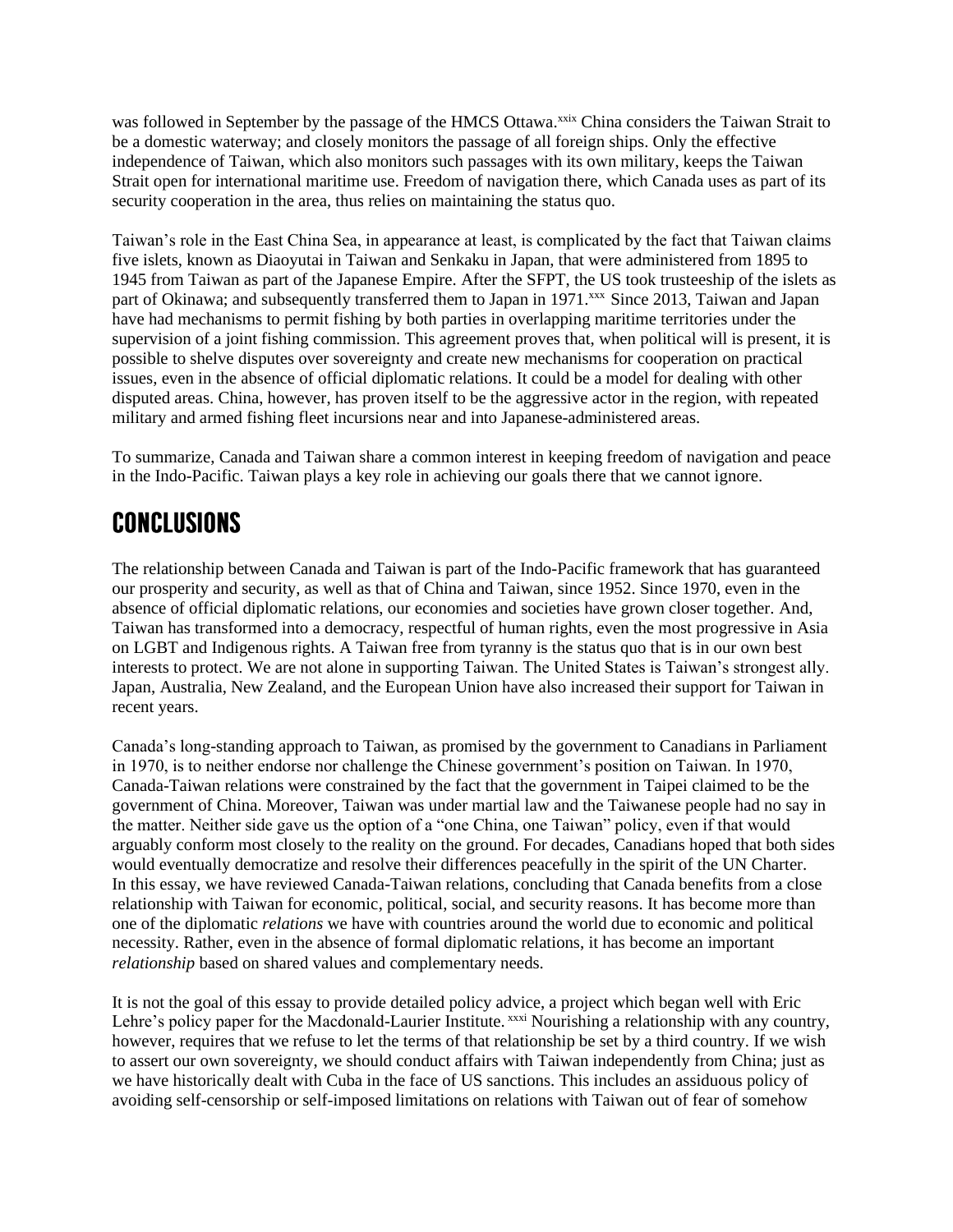was followed in September by the passage of the HMCS Ottawa.[xxix] China considers the Taiwan Strait to be a domestic waterway; and closely monitors the passage of all foreign ships. Only the effective independence of Taiwan, which also monitors such passages with its own military, keeps the Taiwan Strait open for international maritime use. Freedom of navigation there, which Canada uses as part of its security cooperation in the area, thus relies on maintaining the status quo.

Taiwan's role in the East China Sea, in appearance at least, is complicated by the fact that Taiwan claims five islets, known as Diaoyutai in Taiwan and Senkaku in Japan, that were administered from 1895 to 1945 from Taiwan as part of the Japanese Empire. After the SFPT, the US took trusteeship of the islets as part of Okinawa; and subsequently transferred them to Japan in 1971.[xxx] Since 2013, Taiwan and Japan have had mechanisms to permit fishing by both parties in overlapping maritime territories under the supervision of a joint fishing commission. This agreement proves that, when political will is present, it is possible to shelve disputes over sovereignty and create new mechanisms for cooperation on practical issues, even in the absence of official diplomatic relations. It could be a model for dealing with other disputed areas. China, however, has proven itself to be the aggressive actor in the region, with repeated military and armed fishing fleet incursions near and into Japanese-administered areas.

To summarize, Canada and Taiwan share a common interest in keeping freedom of navigation and peace in the Indo-Pacific. Taiwan plays a key role in achieving our goals there that we cannot ignore.

## CONCLUSIONS

The relationship between Canada and Taiwan is part of the Indo-Pacific framework that has guaranteed our prosperity and security, as well as that of China and Taiwan, since 1952. Since 1970, even in the absence of official diplomatic relations, our economies and societies have grown closer together. And, Taiwan has transformed into a democracy, respectful of human rights, even the most progressive in Asia on LGBT and Indigenous rights. A Taiwan free from tyranny is the status quo that is in our own best interests to protect. We are not alone in supporting Taiwan. The United States is Taiwan's strongest ally. Japan, Australia, New Zealand, and the European Union have also increased their support for Taiwan in recent years.

Canada's long-standing approach to Taiwan, as promised by the government to Canadians in Parliament in 1970, is to neither endorse nor challenge the Chinese government's position on Taiwan. In 1970, Canada-Taiwan relations were constrained by the fact that the government in Taipei claimed to be the government of China. Moreover, Taiwan was under martial law and the Taiwanese people had no say in the matter. Neither side gave us the option of a "one China, one Taiwan" policy, even if that would arguably conform most closely to the reality on the ground. For decades, Canadians hoped that both sides would eventually democratize and resolve their differences peacefully in the spirit of the UN Charter. In this essay, we have reviewed Canada-Taiwan relations, concluding that Canada benefits from a close relationship with Taiwan for economic, political, social, and security reasons. It has become more than one of the diplomatic *relations* we have with countries around the world due to economic and political necessity. Rather, even in the absence of formal diplomatic relations, it has become an important *relationship* based on shared values and complementary needs.

It is not the goal of this essay to provide detailed policy advice, a project which began well with Eric Lehre's policy paper for the Macdonald-Laurier Institute.[xxxi] Nourishing a relationship with any country, however, requires that we refuse to let the terms of that relationship be set by a third country. If we wish to assert our own sovereignty, we should conduct affairs with Taiwan independently from China; just as we have historically dealt with Cuba in the face of US sanctions. This includes an assiduous policy of avoiding self-censorship or self-imposed limitations on relations with Taiwan out of fear of somehow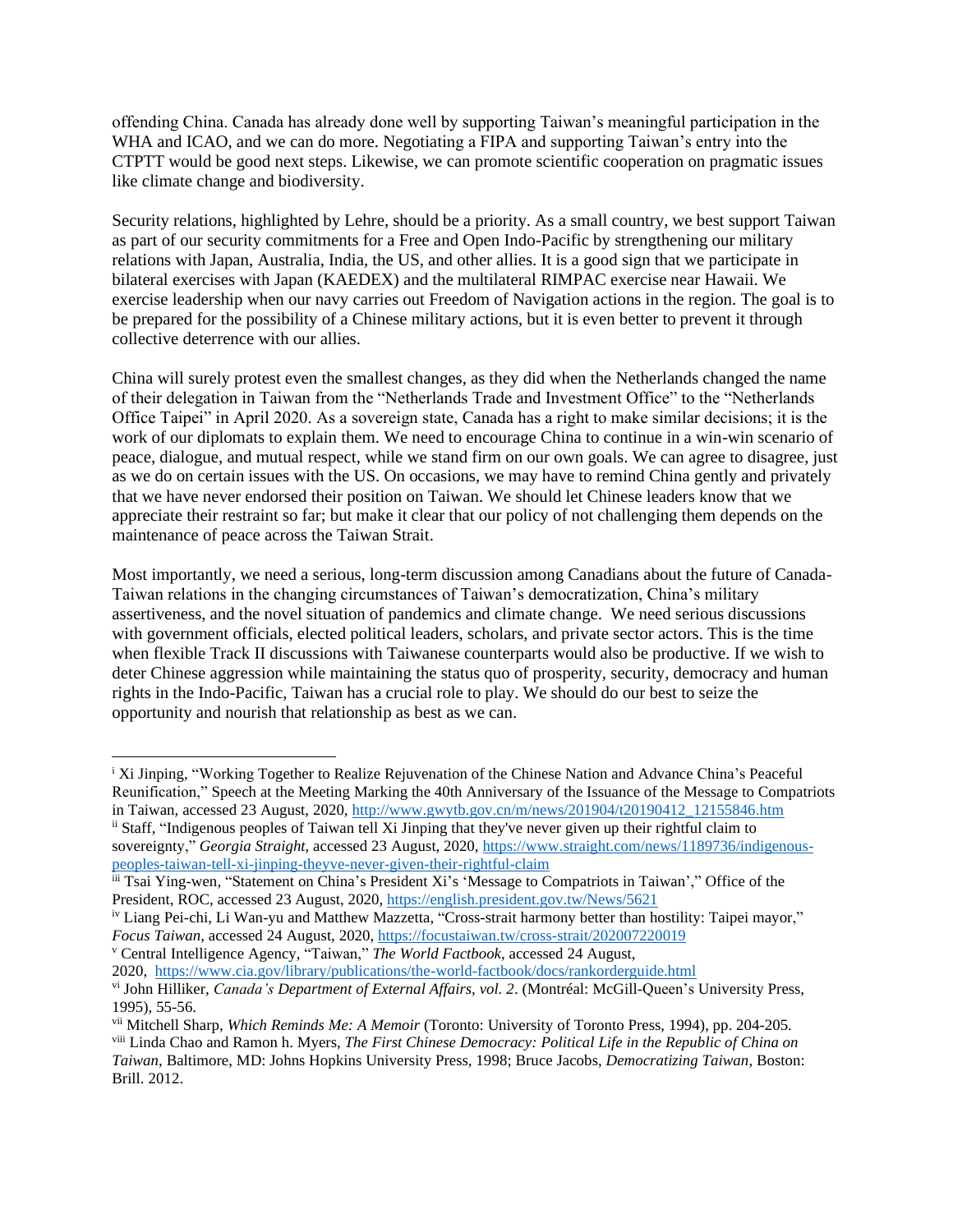offending China. Canada has already done well by supporting Taiwan's meaningful participation in the WHA and ICAO, and we can do more. Negotiating a FIPA and supporting Taiwan's entry into the CTPTT would be good next steps. Likewise, we can promote scientific cooperation on pragmatic issues like climate change and biodiversity.

Security relations, highlighted by Lehre, should be a priority. As a small country, we best support Taiwan as part of our security commitments for a Free and Open Indo-Pacific by strengthening our military relations with Japan, Australia, India, the US, and other allies. It is a good sign that we participate in bilateral exercises with Japan (KAEDEX) and the multilateral RIMPAC exercise near Hawaii. We exercise leadership when our navy carries out Freedom of Navigation actions in the region. The goal is to be prepared for the possibility of a Chinese military actions, but it is even better to prevent it through collective deterrence with our allies.

China will surely protest even the smallest changes, as they did when the Netherlands changed the name of their delegation in Taiwan from the "Netherlands Trade and Investment Office" to the "Netherlands Office Taipei" in April 2020. As a sovereign state, Canada has a right to make similar decisions; it is the work of our diplomats to explain them. We need to encourage China to continue in a win-win scenario of peace, dialogue, and mutual respect, while we stand firm on our own goals. We can agree to disagree, just as we do on certain issues with the US. On occasions, we may have to remind China gently and privately that we have never endorsed their position on Taiwan. We should let Chinese leaders know that we appreciate their restraint so far; but make it clear that our policy of not challenging them depends on the maintenance of peace across the Taiwan Strait.

Most importantly, we need a serious, long-term discussion among Canadians about the future of Canada-Taiwan relations in the changing circumstances of Taiwan's democratization, China's military assertiveness, and the novel situation of pandemics and climate change. We need serious discussions with government officials, elected political leaders, scholars, and private sector actors. This is the time when flexible Track II discussions with Taiwanese counterparts would also be productive. If we wish to deter Chinese aggression while maintaining the status quo of prosperity, security, democracy and human rights in the Indo-Pacific, Taiwan has a crucial role to play. We should do our best to seize the opportunity and nourish that relationship as best as we can.

---

[i] Xi Jinping, "Working Together to Realize Rejuvenation of the Chinese Nation and Advance China's Peaceful Reunification," Speech at the Meeting Marking the 40th Anniversary of the Issuance of the Message to Compatriots in Taiwan, accessed 23 August, 2020, http://www.gwytb.gov.cn/m/news/201904/t20190412_12155846.htm

[ii] Staff, "Indigenous peoples of Taiwan tell Xi Jinping that they've never given up their rightful claim to sovereignty," *Georgia Straight*, accessed 23 August, 2020, https://www.straight.com/news/1189736/indigenous-peoples-taiwan-tell-xi-jinping-theyve-never-given-their-rightful-claim

[iii] Tsai Ying-wen, "Statement on China's President Xi's 'Message to Compatriots in Taiwan'," Office of the President, ROC, accessed 23 August, 2020, https://english.president.gov.tw/News/5621

[iv] Liang Pei-chi, Li Wan-yu and Matthew Mazzetta, "Cross-strait harmony better than hostility: Taipei mayor," *Focus Taiwan*, accessed 24 August, 2020, https://focustaiwan.tw/cross-strait/202007220019

[v] Central Intelligence Agency, "Taiwan," *The World Factbook*, accessed 24 August, 2020, https://www.cia.gov/library/publications/the-world-factbook/docs/rankorderguide.html

[vi] John Hilliker, *Canada's Department of External Affairs, vol. 2*. (Montréal: McGill-Queen's University Press, 1995), 55-56.

[vii] Mitchell Sharp, *Which Reminds Me: A Memoir* (Toronto: University of Toronto Press, 1994), pp. 204-205.

[viii] Linda Chao and Ramon h. Myers, *The First Chinese Democracy: Political Life in the Republic of China on Taiwan*, Baltimore, MD: Johns Hopkins University Press, 1998; Bruce Jacobs, *Democratizing Taiwan*, Boston: Brill. 2012.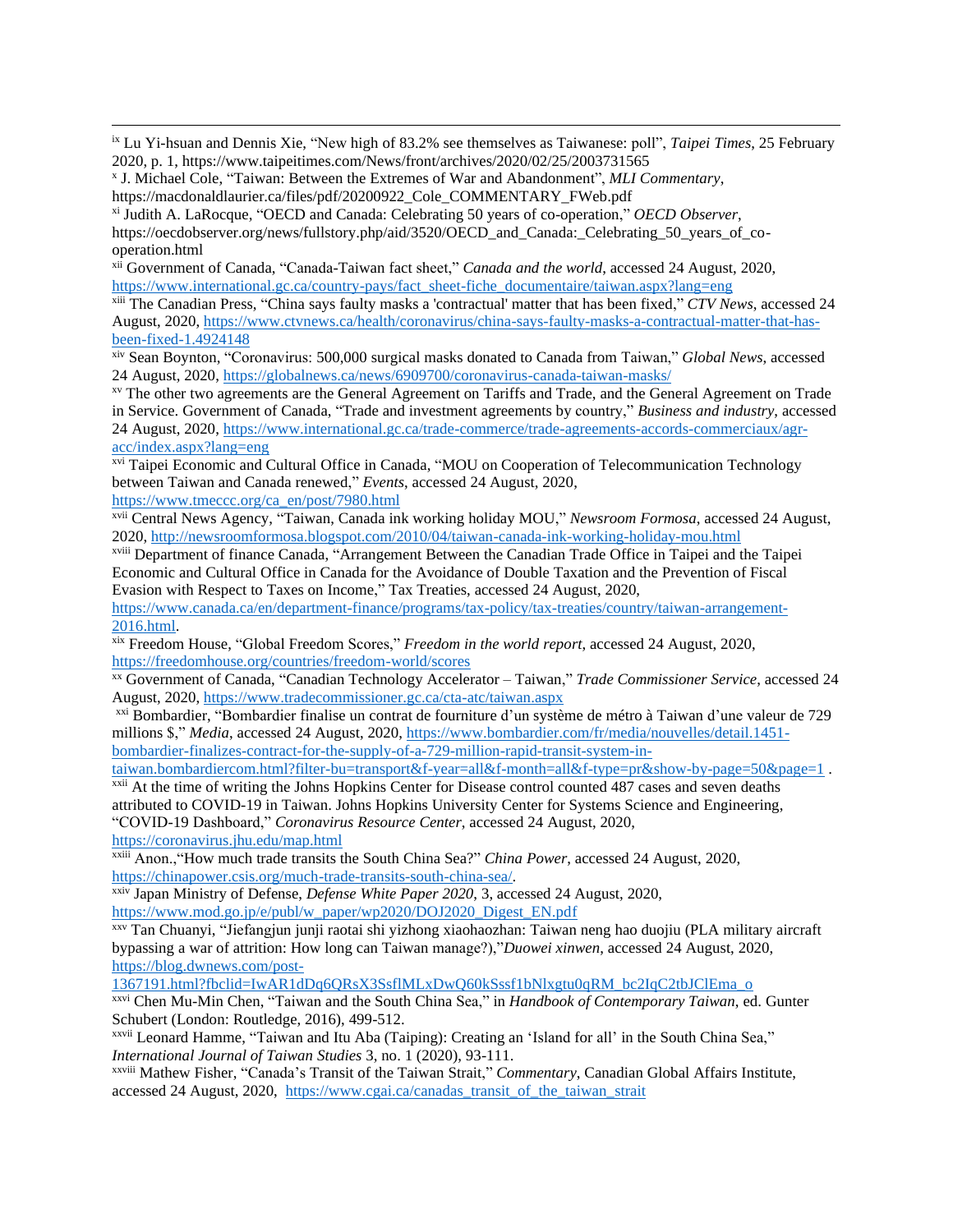[ix] Lu Yi-hsuan and Dennis Xie, "New high of 83.2% see themselves as Taiwanese: poll", *Taipei Times*, 25 February 2020, p. 1, https://www.taipeitimes.com/News/front/archives/2020/02/25/2003731565

[x] J. Michael Cole, "Taiwan: Between the Extremes of War and Abandonment", *MLI Commentary*, https://macdonaldlaurier.ca/files/pdf/20200922_Cole_COMMENTARY_FWeb.pdf

[xi] Judith A. LaRocque, "OECD and Canada: Celebrating 50 years of co-operation," *OECD Observer*, https://oecdobserver.org/news/fullstory.php/aid/3520/OECD_and_Canada:_Celebrating_50_years_of_co-operation.html

[xii] Government of Canada, "Canada-Taiwan fact sheet," *Canada and the world*, accessed 24 August, 2020, https://www.international.gc.ca/country-pays/fact_sheet-fiche_documentaire/taiwan.aspx?lang=eng

[xiii] The Canadian Press, "China says faulty masks a 'contractual' matter that has been fixed," *CTV News*, accessed 24 August, 2020, https://www.ctvnews.ca/health/coronavirus/china-says-faulty-masks-a-contractual-matter-that-has-been-fixed-1.4924148

[xiv] Sean Boynton, "Coronavirus: 500,000 surgical masks donated to Canada from Taiwan," *Global News*, accessed 24 August, 2020, https://globalnews.ca/news/6909700/coronavirus-canada-taiwan-masks/

[xv] The other two agreements are the General Agreement on Tariffs and Trade, and the General Agreement on Trade in Service. Government of Canada, "Trade and investment agreements by country," *Business and industry*, accessed 24 August, 2020, https://www.international.gc.ca/trade-commerce/trade-agreements-accords-commerciaux/agr-acc/index.aspx?lang=eng

[xvi] Taipei Economic and Cultural Office in Canada, "MOU on Cooperation of Telecommunication Technology between Taiwan and Canada renewed," *Events*, accessed 24 August, 2020, https://www.tmeccc.org/ca_en/post/7980.html

[xvii] Central News Agency, "Taiwan, Canada ink working holiday MOU," *Newsroom Formosa*, accessed 24 August, 2020, http://newsroomformosa.blogspot.com/2010/04/taiwan-canada-ink-working-holiday-mou.html

[xviii] Department of finance Canada, "Arrangement Between the Canadian Trade Office in Taipei and the Taipei Economic and Cultural Office in Canada for the Avoidance of Double Taxation and the Prevention of Fiscal Evasion with Respect to Taxes on Income," Tax Treaties, accessed 24 August, 2020, https://www.canada.ca/en/department-finance/programs/tax-policy/tax-treaties/country/taiwan-arrangement-2016.html.

[xix] Freedom House, "Global Freedom Scores," *Freedom in the world report*, accessed 24 August, 2020, https://freedomhouse.org/countries/freedom-world/scores

[xx] Government of Canada, "Canadian Technology Accelerator – Taiwan," *Trade Commissioner Service*, accessed 24 August, 2020, https://www.tradecommissioner.gc.ca/cta-atc/taiwan.aspx

[xxi] Bombardier, "Bombardier finalise un contrat de fourniture d'un système de métro à Taiwan d'une valeur de 729 millions $," *Media*, accessed 24 August, 2020, https://www.bombardier.com/fr/media/nouvelles/detail.1451-bombardier-finalizes-contract-for-the-supply-of-a-729-million-rapid-transit-system-in-taiwan.bombardiercom.html?filter-bu=transport&f-year=all&f-month=all&f-type=pr&show-by-page=50&page=1 .

[xxii] At the time of writing the Johns Hopkins Center for Disease control counted 487 cases and seven deaths attributed to COVID-19 in Taiwan. Johns Hopkins University Center for Systems Science and Engineering, "COVID-19 Dashboard," *Coronavirus Resource Center*, accessed 24 August, 2020, https://coronavirus.jhu.edu/map.html

[xxiii] Anon.,"How much trade transits the South China Sea?" *China Power*, accessed 24 August, 2020, https://chinapower.csis.org/much-trade-transits-south-china-sea/.

[xxiv] Japan Ministry of Defense, *Defense White Paper 2020*, 3, accessed 24 August, 2020, https://www.mod.go.jp/e/publ/w_paper/wp2020/DOJ2020_Digest_EN.pdf

[xxv] Tan Chuanyi, "Jiefangjun junji raotai shi yizhong xiaohaozhan: Taiwan neng hao duojiu (PLA military aircraft bypassing a war of attrition: How long can Taiwan manage?),"*Duowei xinwen*, accessed 24 August, 2020, https://blog.dwnews.com/post-1367191.html?fbclid=IwAR1dDq6QRsX3SsflMLxDwQ60kSssf1bNlxgtu0qRM_bc2IqC2tbJClEma_o

[xxvi] Chen Mu-Min Chen, "Taiwan and the South China Sea," in *Handbook of Contemporary Taiwan*, ed. Gunter Schubert (London: Routledge, 2016), 499-512.

[xxvii] Leonard Hamme, "Taiwan and Itu Aba (Taiping): Creating an 'Island for all' in the South China Sea," *International Journal of Taiwan Studies* 3, no. 1 (2020), 93-111.

[xxviii] Mathew Fisher, "Canada's Transit of the Taiwan Strait," *Commentary*, Canadian Global Affairs Institute, accessed 24 August, 2020, https://www.cgai.ca/canadas_transit_of_the_taiwan_strait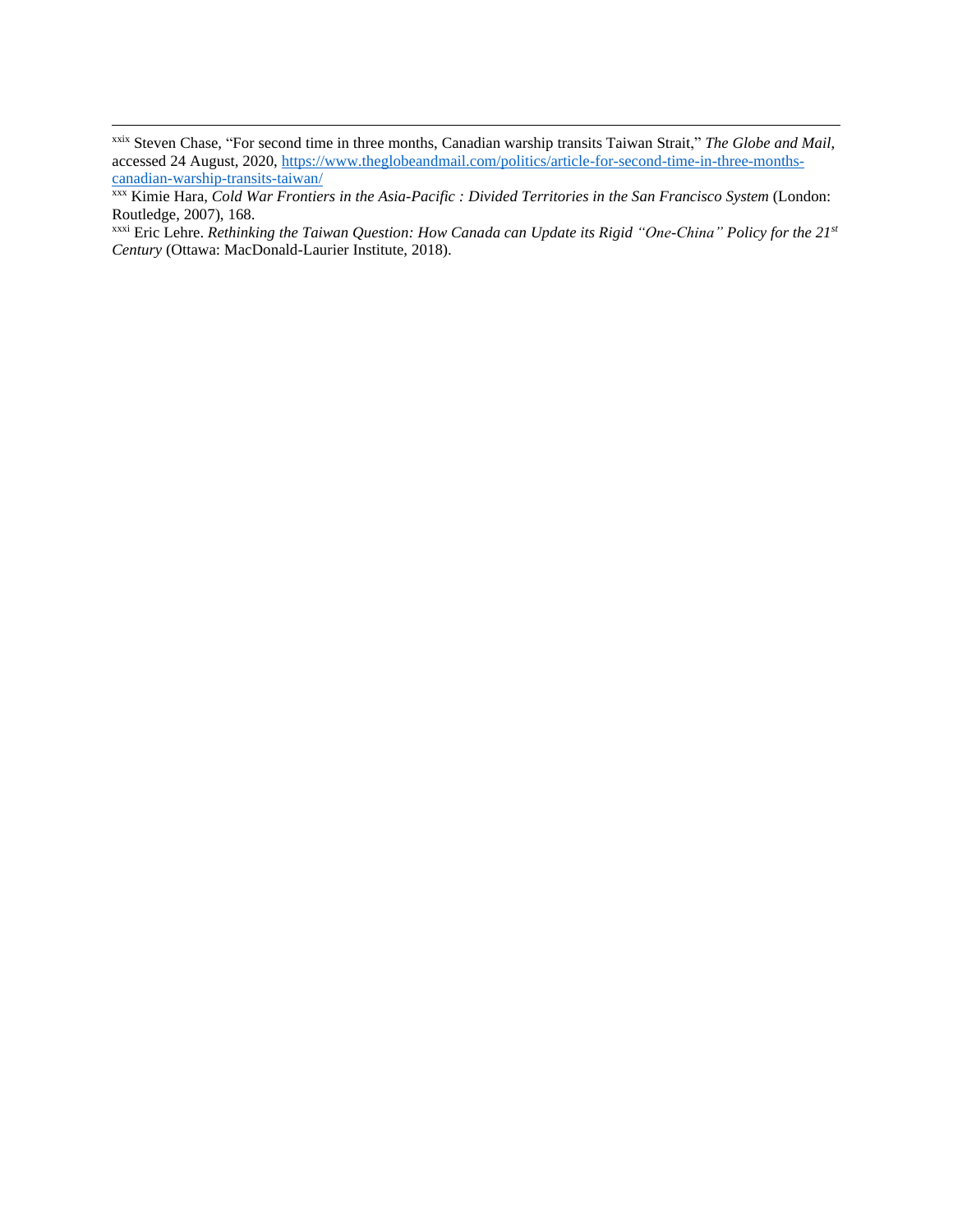[xxix] Steven Chase, "For second time in three months, Canadian warship transits Taiwan Strait," *The Globe and Mail*, accessed 24 August, 2020, https://www.theglobeandmail.com/politics/article-for-second-time-in-three-months-canadian-warship-transits-taiwan/

[xxx] Kimie Hara, *Cold War Frontiers in the Asia-Pacific : Divided Territories in the San Francisco System* (London: Routledge, 2007), 168.

[xxxi] Eric Lehre. *Rethinking the Taiwan Question: How Canada can Update its Rigid "One-China" Policy for the 21st Century* (Ottawa: MacDonald-Laurier Institute, 2018).